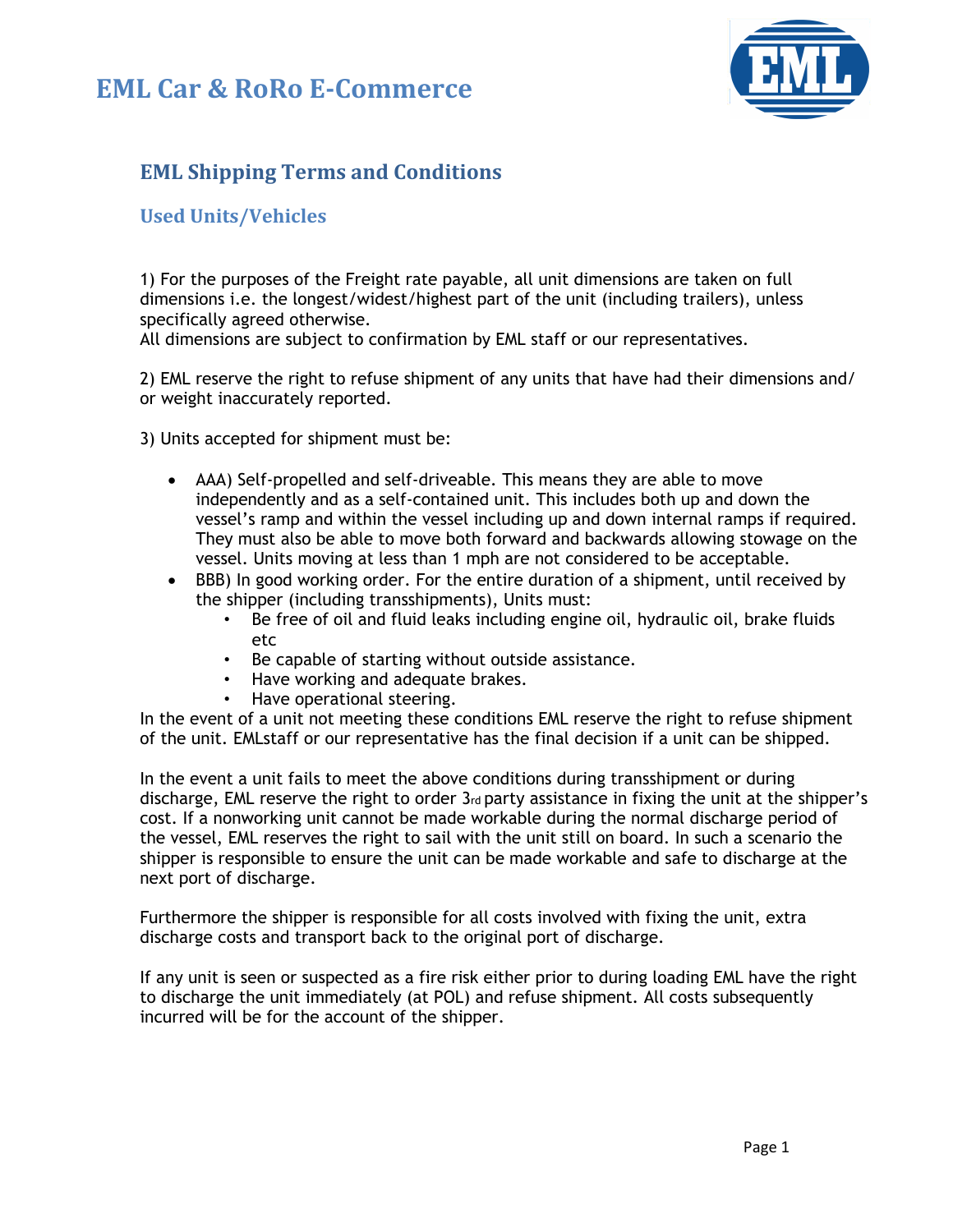# EML Car & RoRo E-Commerce

## EML Shipping Terms and Conditions

### Used Units/Vehicles

1) For the purposes of the Freight rate payable, all unit dimensions are taken on full dimensions i.e. the longest/widest/highest part of the unit (including trailers), unless specifically agreed otherwise.
All dimensions are subject to confirmation by EML staff or our representatives.

2) EML reserve the right to refuse shipment of any units that have had their dimensions and/ or weight inaccurately reported.

3) Units accepted for shipment must be:

- AAA) Self-propelled and self-driveable. This means they are able to move independently and as a self-contained unit. This includes both up and down the vessel's ramp and within the vessel including up and down internal ramps if required. They must also be able to move both forward and backwards allowing stowage on the vessel. Units moving at less than 1 mph are not considered to be acceptable.
- BBB) In good working order. For the entire duration of a shipment, until received by the shipper (including transshipments), Units must:
    - Be free of oil and fluid leaks including engine oil, hydraulic oil, brake fluids etc
    - Be capable of starting without outside assistance.
    - Have working and adequate brakes.
    - Have operational steering.

In the event of a unit not meeting these conditions EML reserve the right to refuse shipment of the unit. EMLstaff or our representative has the final decision if a unit can be shipped.

In the event a unit fails to meet the above conditions during transshipment or during discharge, EML reserve the right to order 3rd party assistance in fixing the unit at the shipper's cost. If a nonworking unit cannot be made workable during the normal discharge period of the vessel, EML reserves the right to sail with the unit still on board. In such a scenario the shipper is responsible to ensure the unit can be made workable and safe to discharge at the next port of discharge.

Furthermore the shipper is responsible for all costs involved with fixing the unit, extra discharge costs and transport back to the original port of discharge.

If any unit is seen or suspected as a fire risk either prior to during loading EML have the right to discharge the unit immediately (at POL) and refuse shipment. All costs subsequently incurred will be for the account of the shipper.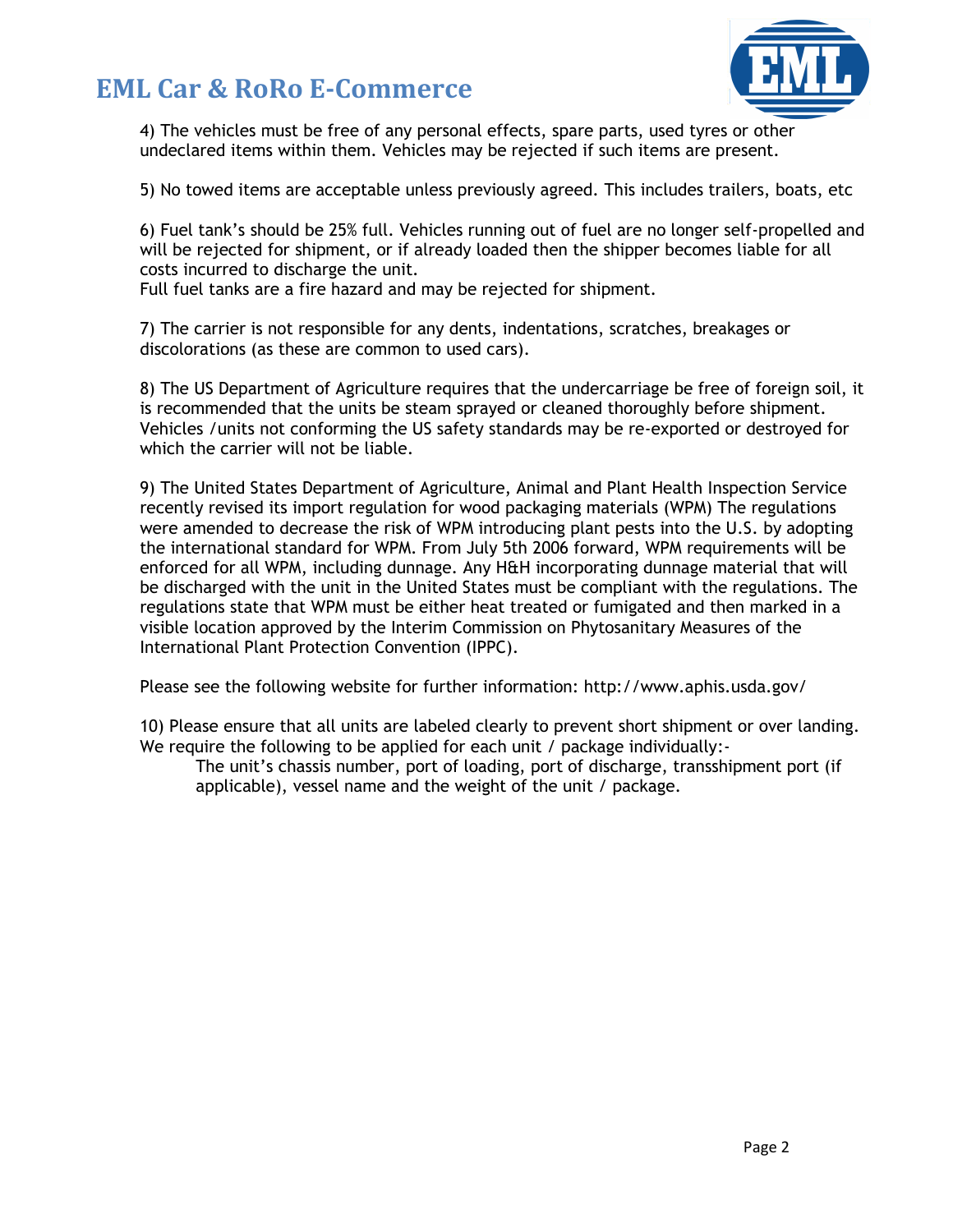4) The vehicles must be free of any personal effects, spare parts, used tyres or other undeclared items within them. Vehicles may be rejected if such items are present.

5) No towed items are acceptable unless previously agreed. This includes trailers, boats, etc

6) Fuel tank's should be 25% full. Vehicles running out of fuel are no longer self-propelled and will be rejected for shipment, or if already loaded then the shipper becomes liable for all costs incurred to discharge the unit.
Full fuel tanks are a fire hazard and may be rejected for shipment.

7) The carrier is not responsible for any dents, indentations, scratches, breakages or discolorations (as these are common to used cars).

8) The US Department of Agriculture requires that the undercarriage be free of foreign soil, it is recommended that the units be steam sprayed or cleaned thoroughly before shipment. Vehicles /units not conforming the US safety standards may be re-exported or destroyed for which the carrier will not be liable.

9) The United States Department of Agriculture, Animal and Plant Health Inspection Service recently revised its import regulation for wood packaging materials (WPM) The regulations were amended to decrease the risk of WPM introducing plant pests into the U.S. by adopting the international standard for WPM. From July 5th 2006 forward, WPM requirements will be enforced for all WPM, including dunnage. Any H&H incorporating dunnage material that will be discharged with the unit in the United States must be compliant with the regulations. The regulations state that WPM must be either heat treated or fumigated and then marked in a visible location approved by the Interim Commission on Phytosanitary Measures of the International Plant Protection Convention (IPPC).

Please see the following website for further information: http://www.aphis.usda.gov/

10) Please ensure that all units are labeled clearly to prevent short shipment or over landing. We require the following to be applied for each unit / package individually:-

> The unit's chassis number, port of loading, port of discharge, transshipment port (if applicable), vessel name and the weight of the unit / package.